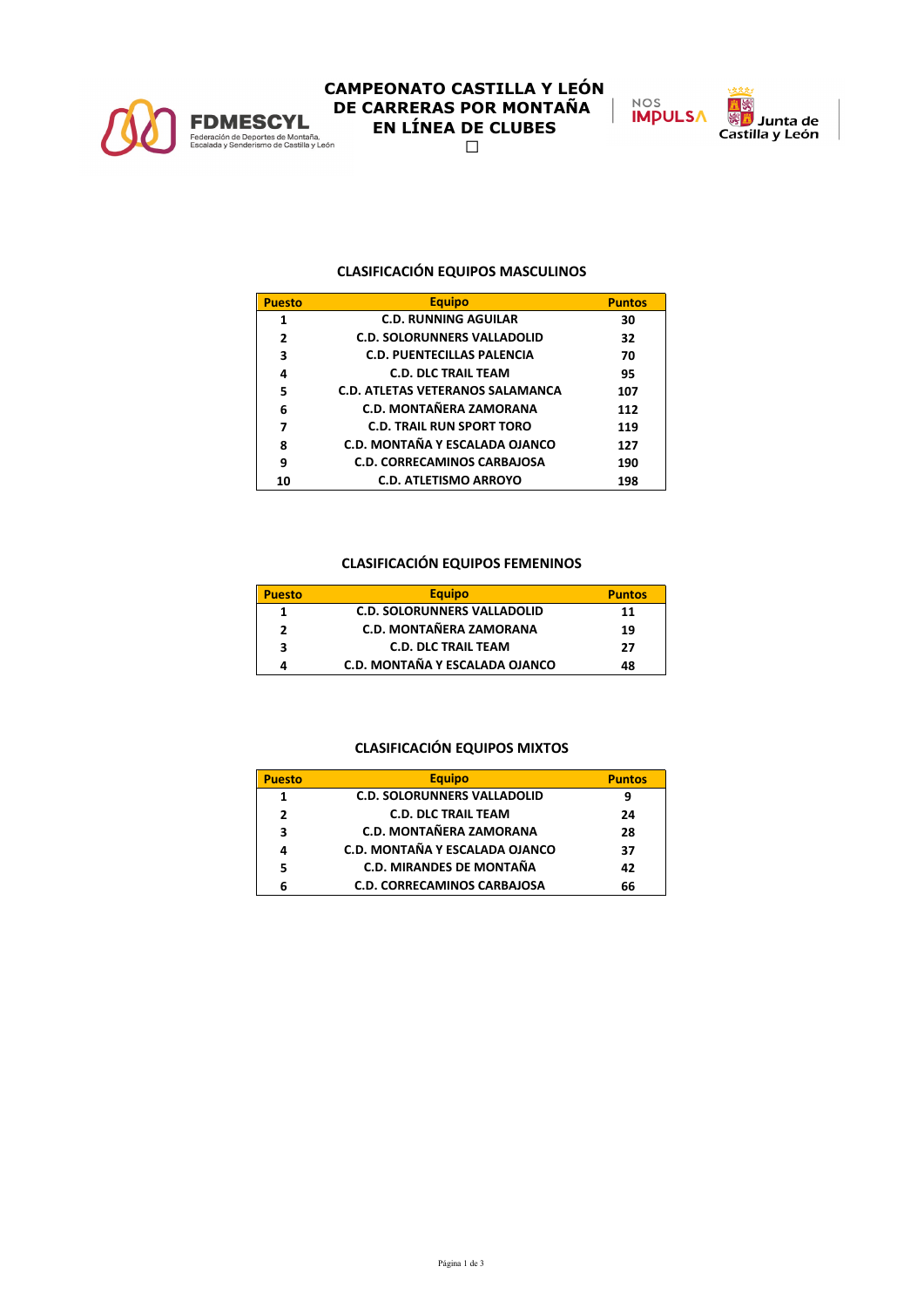# CAMPEONATO CASTILLA Y LEÓN DE CARRERAS POR MONTAÑA EN LÍNEA DE CLUBES

## CLASIFICACIÓN EQUIPOS MASCULINOS

| Puesto | Equipo | Puntos |
|---|---|---|
| 1 | C.D. RUNNING AGUILAR | 30 |
| 2 | C.D. SOLORUNNERS VALLADOLID | 32 |
| 3 | C.D. PUENTECILLAS PALENCIA | 70 |
| 4 | C.D. DLC TRAIL TEAM | 95 |
| 5 | C.D. ATLETAS VETERANOS SALAMANCA | 107 |
| 6 | C.D. MONTAÑERA ZAMORANA | 112 |
| 7 | C.D. TRAIL RUN SPORT TORO | 119 |
| 8 | C.D. MONTAÑA Y ESCALADA OJANCO | 127 |
| 9 | C.D. CORRECAMINOS CARBAJOSA | 190 |
| 10 | C.D. ATLETISMO ARROYO | 198 |

## CLASIFICACIÓN EQUIPOS FEMENINOS

| Puesto | Equipo | Puntos |
|---|---|---|
| 1 | C.D. SOLORUNNERS VALLADOLID | 11 |
| 2 | C.D. MONTAÑERA ZAMORANA | 19 |
| 3 | C.D. DLC TRAIL TEAM | 27 |
| 4 | C.D. MONTAÑA Y ESCALADA OJANCO | 48 |

## CLASIFICACIÓN EQUIPOS MIXTOS

| Puesto | Equipo | Puntos |
|---|---|---|
| 1 | C.D. SOLORUNNERS VALLADOLID | 9 |
| 2 | C.D. DLC TRAIL TEAM | 24 |
| 3 | C.D. MONTAÑERA ZAMORANA | 28 |
| 4 | C.D. MONTAÑA Y ESCALADA OJANCO | 37 |
| 5 | C.D. MIRANDES DE MONTAÑA | 42 |
| 6 | C.D. CORRECAMINOS CARBAJOSA | 66 |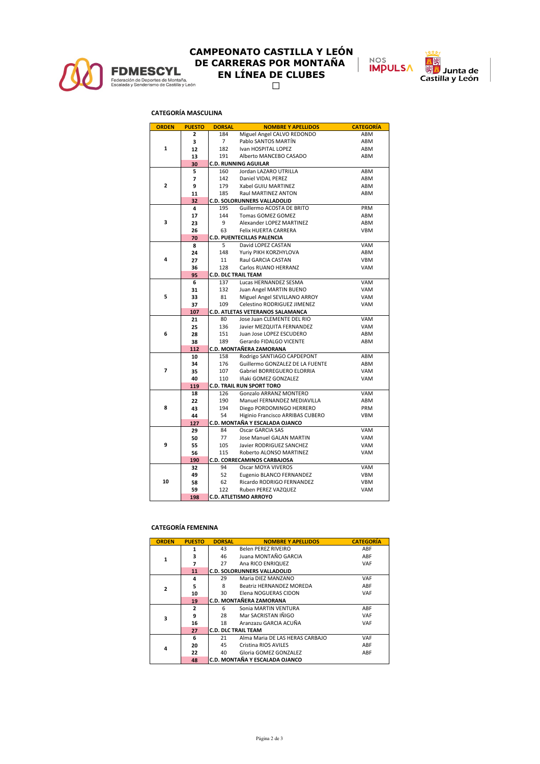# CAMPEONATO CASTILLA Y LEÓN DE CARRERAS POR MONTAÑA EN LÍNEA DE CLUBES

### CATEGORÍA MASCULINA

| ORDEN | PUESTO | DORSAL | NOMBRE Y APELLIDOS | CATEGORÍA |
|---|---|---|---|---|
| 1 | 2 | 184 | Miguel Angel CALVO REDONDO | ABM |
| | 3 | 7 | Pablo SANTOS MARTÍN | ABM |
| | 12 | 182 | Ivan HOSPITAL LOPEZ | ABM |
| | 13 | 191 | Alberto MANCEBO CASADO | ABM |
| | **30** | **C.D. RUNNING AGUILAR** | | |
| 2 | 5 | 160 | Jordan LAZARO UTRILLA | ABM |
| | 7 | 142 | Daniel VIDAL PEREZ | ABM |
| | 9 | 179 | Xabel GUIU MARTINEZ | ABM |
| | 11 | 185 | Raul MARTINEZ ANTON | ABM |
| | **32** | **C.D. SOLORUNNERS VALLADOLID** | | |
| 3 | 4 | 195 | Guillermo ACOSTA DE BRITO | PRM |
| | 17 | 144 | Tomas GOMEZ GOMEZ | ABM |
| | 23 | 9 | Alexander LOPEZ MARTINEZ | ABM |
| | 26 | 63 | Felix HUERTA CARRERA | VBM |
| | **70** | **C.D. PUENTECILLAS PALENCIA** | | |
| 4 | 8 | 5 | David LOPEZ CASTAN | VAM |
| | 24 | 148 | Yuriy PIKH KORZHYLOVA | ABM |
| | 27 | 11 | Raul GARCIA CASTAN | VBM |
| | 36 | 128 | Carlos RUANO HERRANZ | VAM |
| | **95** | **C.D. DLC TRAIL TEAM** | | |
| 5 | 6 | 137 | Lucas HERNANDEZ SESMA | VAM |
| | 31 | 132 | Juan Angel MARTIN BUENO | VAM |
| | 33 | 81 | Miguel Angel SEVILLANO ARROY | VAM |
| | 37 | 109 | Celestino RODRIGUEZ JIMENEZ | VAM |
| | **107** | **C.D. ATLETAS VETERANOS SALAMANCA** | | |
| 6 | 21 | 80 | Jose Juan CLEMENTE DEL RIO | VAM |
| | 25 | 136 | Javier MEZQUITA FERNANDEZ | VAM |
| | 28 | 151 | Juan Jose LOPEZ ESCUDERO | ABM |
| | 38 | 189 | Gerardo FIDALGO VICENTE | ABM |
| | **112** | **C.D. MONTAÑERA ZAMORANA** | | |
| 7 | 10 | 158 | Rodrigo SANTIAGO CAPDEPONT | ABM |
| | 34 | 176 | Guillermo GONZALEZ DE LA FUENTE | ABM |
| | 35 | 107 | Gabriel BORREGUERO ELORRIA | VAM |
| | 40 | 110 | Iñaki GOMEZ GONZALEZ | VAM |
| | **119** | **C.D. TRAIL RUN SPORT TORO** | | |
| 8 | 18 | 126 | Gonzalo ARRANZ MONTERO | VAM |
| | 22 | 190 | Manuel FERNANDEZ MEDIAVILLA | ABM |
| | 43 | 194 | Diego PORDOMINGO HERRERO | PRM |
| | 44 | 54 | Higinio Francisco ARRIBAS CUBERO | VBM |
| | **127** | **C.D. MONTAÑA Y ESCALADA OJANCO** | | |
| 9 | 29 | 84 | Oscar GARCIA SAS | VAM |
| | 50 | 77 | Jose Manuel GALAN MARTIN | VAM |
| | 55 | 105 | Javier RODRIGUEZ SANCHEZ | VAM |
| | 56 | 115 | Roberto ALONSO MARTINEZ | VAM |
| | **190** | **C.D. CORRECAMINOS CARBAJOSA** | | |
| 10 | 32 | 94 | Oscar MOYA VIVEROS | VAM |
| | 49 | 52 | Eugenio BLANCO FERNANDEZ | VBM |
| | 58 | 62 | Ricardo RODRIGO FERNANDEZ | VBM |
| | 59 | 122 | Ruben PEREZ VAZQUEZ | VAM |
| | **198** | **C.D. ATLETISMO ARROYO** | | |

### CATEGORÍA FEMENINA

| ORDEN | PUESTO | DORSAL | NOMBRE Y APELLIDOS | CATEGORÍA |
|---|---|---|---|---|
| 1 | 1 | 43 | Belen PEREZ RIVEIRO | ABF |
| | 3 | 46 | Juana MONTAÑO GARCIA | ABF |
| | 7 | 27 | Ana RICO ENRIQUEZ | VAF |
| | **11** | **C.D. SOLORUNNERS VALLADOLID** | | |
| 2 | 4 | 29 | Maria DIEZ MANZANO | VAF |
| | 5 | 8 | Beatriz HERNANDEZ MOREDA | ABF |
| | 10 | 30 | Elena NOGUERAS CIDON | VAF |
| | **19** | **C.D. MONTAÑERA ZAMORANA** | | |
| 3 | 2 | 6 | Sonia MARTIN VENTURA | ABF |
| | 9 | 28 | Mar SACRISTAN IÑIGO | VAF |
| | 16 | 18 | Aranzazu GARCIA ACUÑA | VAF |
| | **27** | **C.D. DLC TRAIL TEAM** | | |
| 4 | 6 | 21 | Alma Maria DE LAS HERAS CARBAJO | VAF |
| | 20 | 45 | Cristina RIOS AVILES | ABF |
| | 22 | 40 | Gloria GOMEZ GONZALEZ | ABF |
| | **48** | **C.D. MONTAÑA Y ESCALADA OJANCO** | | |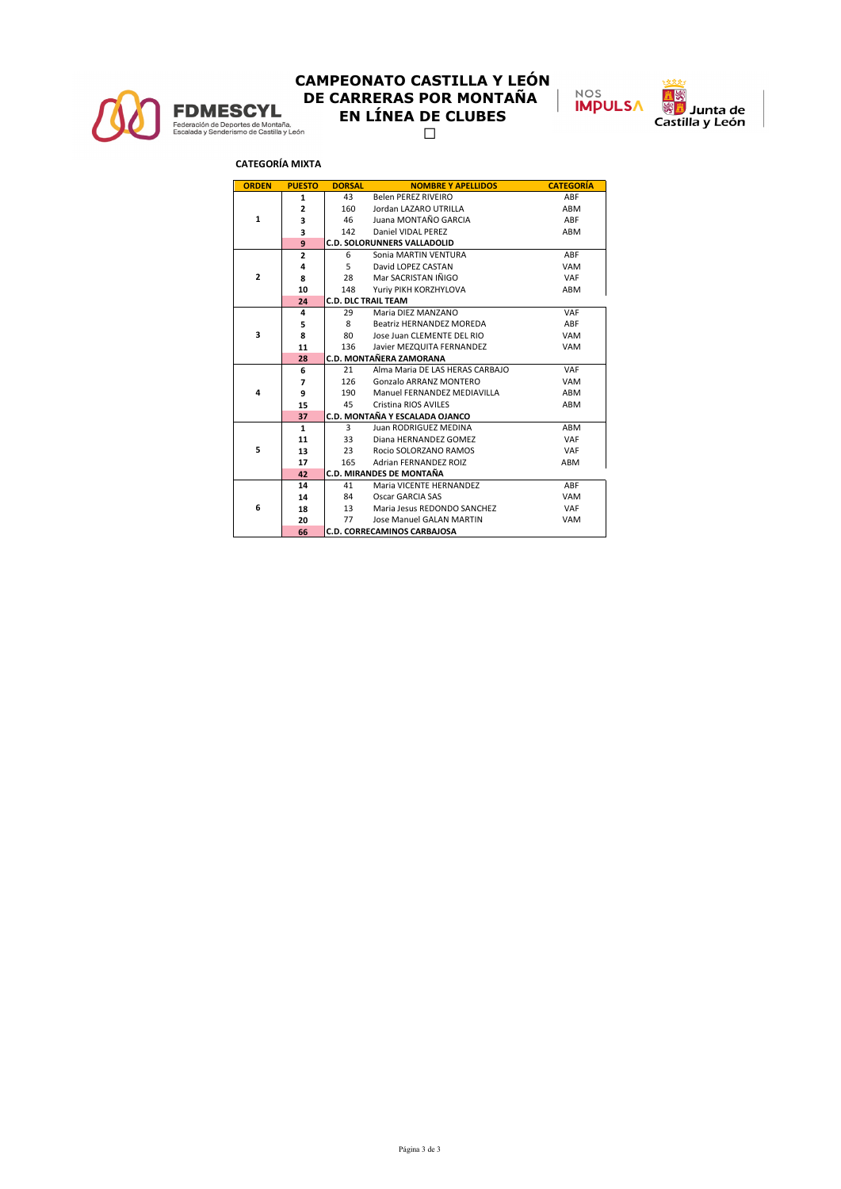# CAMPEONATO CASTILLA Y LEÓN DE CARRERAS POR MONTAÑA EN LÍNEA DE CLUBES

**CATEGORÍA MIXTA**

| ORDEN | PUESTO | DORSAL | NOMBRE Y APELLIDOS | CATEGORÍA |
|---|---|---|---|---|
| 1 | 1 | 43 | Belen PEREZ RIVEIRO | ABF |
| | 2 | 160 | Jordan LAZARO UTRILLA | ABM |
| | 3 | 46 | Juana MONTAÑO GARCIA | ABF |
| | 3 | 142 | Daniel VIDAL PEREZ | ABM |
| | 9 | C.D. SOLORUNNERS VALLADOLID | | |
| 2 | 2 | 6 | Sonia MARTIN VENTURA | ABF |
| | 4 | 5 | David LOPEZ CASTAN | VAM |
| | 8 | 28 | Mar SACRISTAN IÑIGO | VAF |
| | 10 | 148 | Yuriy PIKH KORZHYLOVA | ABM |
| | 24 | C.D. DLC TRAIL TEAM | | |
| 3 | 4 | 29 | Maria DIEZ MANZANO | VAF |
| | 5 | 8 | Beatriz HERNANDEZ MOREDA | ABF |
| | 8 | 80 | Jose Juan CLEMENTE DEL RIO | VAM |
| | 11 | 136 | Javier MEZQUITA FERNANDEZ | VAM |
| | 28 | C.D. MONTAÑERA ZAMORANA | | |
| 4 | 6 | 21 | Alma Maria DE LAS HERAS CARBAJO | VAF |
| | 7 | 126 | Gonzalo ARRANZ MONTERO | VAM |
| | 9 | 190 | Manuel FERNANDEZ MEDIAVILLA | ABM |
| | 15 | 45 | Cristina RIOS AVILES | ABM |
| | 37 | C.D. MONTAÑA Y ESCALADA OJANCO | | |
| 5 | 1 | 3 | Juan RODRIGUEZ MEDINA | ABM |
| | 11 | 33 | Diana HERNANDEZ GOMEZ | VAF |
| | 13 | 23 | Rocio SOLORZANO RAMOS | VAF |
| | 17 | 165 | Adrian FERNANDEZ ROIZ | ABM |
| | 42 | C.D. MIRANDES DE MONTAÑA | | |
| 6 | 14 | 41 | Maria VICENTE HERNANDEZ | ABF |
| | 14 | 84 | Oscar GARCIA SAS | VAM |
| | 18 | 13 | Maria Jesus REDONDO SANCHEZ | VAF |
| | 20 | 77 | Jose Manuel GALAN MARTIN | VAM |
| | 66 | C.D. CORRECAMINOS CARBAJOSA | | |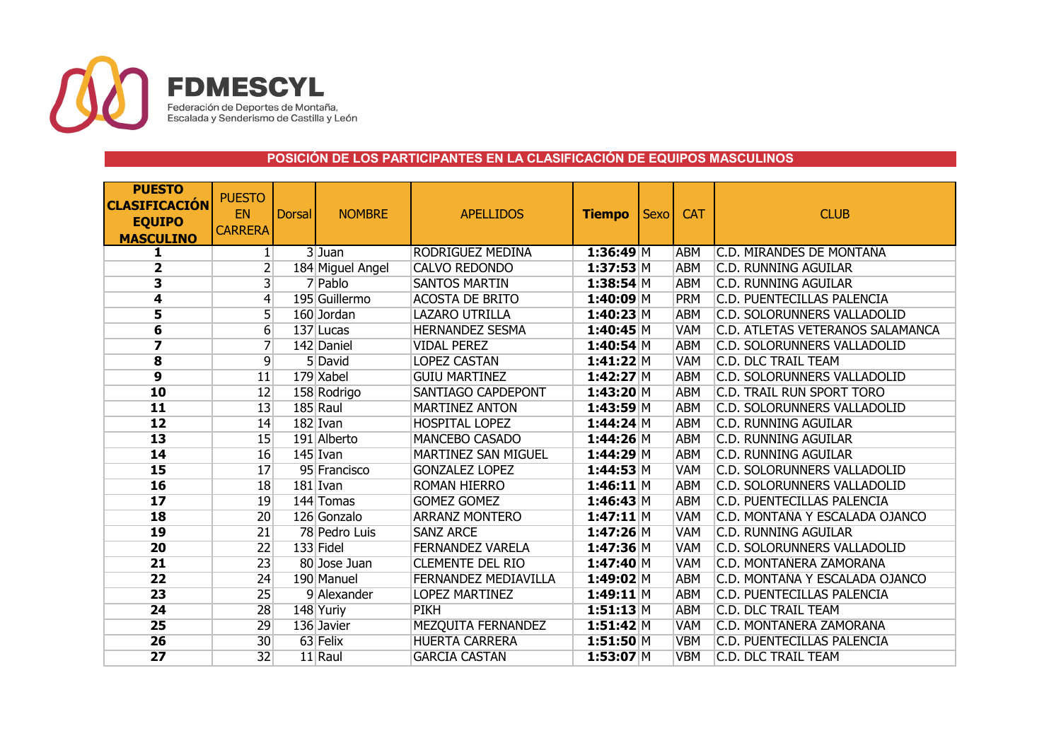**FDMESCYL**

Federación de Deportes de Montaña, Escalada y Senderismo de Castilla y León

## POSICIÓN DE LOS PARTICIPANTES EN LA CLASIFICACIÓN DE EQUIPOS MASCULINOS

| PUESTO CLASIFICACIÓN EQUIPO MASCULINO | PUESTO EN CARRERA | Dorsal | NOMBRE | APELLIDOS | Tiempo | Sexo | CAT | CLUB |
|---|---|---|---|---|---|---|---|---|
| **1** | 1 | 3 | Juan | RODRIGUEZ MEDINA | **1:36:49** | M | ABM | C.D. MIRANDES DE MONTAÑA |
| **2** | 2 | 184 | Miguel Angel | CALVO REDONDO | **1:37:53** | M | ABM | C.D. RUNNING AGUILAR |
| **3** | 3 | 7 | Pablo | SANTOS MARTIN | **1:38:54** | M | ABM | C.D. RUNNING AGUILAR |
| **4** | 4 | 195 | Guillermo | ACOSTA DE BRITO | **1:40:09** | M | PRM | C.D. PUENTECILLAS PALENCIA |
| **5** | 5 | 160 | Jordan | LAZARO UTRILLA | **1:40:23** | M | ABM | C.D. SOLORUNNERS VALLADOLID |
| **6** | 6 | 137 | Lucas | HERNANDEZ SESMA | **1:40:45** | M | VAM | C.D. ATLETAS VETERANOS SALAMANCA |
| **7** | 7 | 142 | Daniel | VIDAL PEREZ | **1:40:54** | M | ABM | C.D. SOLORUNNERS VALLADOLID |
| **8** | 9 | 5 | David | LOPEZ CASTAN | **1:41:22** | M | VAM | C.D. DLC TRAIL TEAM |
| **9** | 11 | 179 | Xabel | GUIU MARTINEZ | **1:42:27** | M | ABM | C.D. SOLORUNNERS VALLADOLID |
| **10** | 12 | 158 | Rodrigo | SANTIAGO CAPDEPONT | **1:43:20** | M | ABM | C.D. TRAIL RUN SPORT TORO |
| **11** | 13 | 185 | Raul | MARTINEZ ANTON | **1:43:59** | M | ABM | C.D. SOLORUNNERS VALLADOLID |
| **12** | 14 | 182 | Ivan | HOSPITAL LOPEZ | **1:44:24** | M | ABM | C.D. RUNNING AGUILAR |
| **13** | 15 | 191 | Alberto | MANCEBO CASADO | **1:44:26** | M | ABM | C.D. RUNNING AGUILAR |
| **14** | 16 | 145 | Ivan | MARTINEZ SAN MIGUEL | **1:44:29** | M | ABM | C.D. RUNNING AGUILAR |
| **15** | 17 | 95 | Francisco | GONZALEZ LOPEZ | **1:44:53** | M | VAM | C.D. SOLORUNNERS VALLADOLID |
| **16** | 18 | 181 | Ivan | ROMAN HIERRO | **1:46:11** | M | ABM | C.D. SOLORUNNERS VALLADOLID |
| **17** | 19 | 144 | Tomas | GOMEZ GOMEZ | **1:46:43** | M | ABM | C.D. PUENTECILLAS PALENCIA |
| **18** | 20 | 126 | Gonzalo | ARRANZ MONTERO | **1:47:11** | M | VAM | C.D. MONTAÑA Y ESCALADA OJANCO |
| **19** | 21 | 78 | Pedro Luis | SANZ ARCE | **1:47:26** | M | VAM | C.D. RUNNING AGUILAR |
| **20** | 22 | 133 | Fidel | FERNANDEZ VARELA | **1:47:36** | M | VAM | C.D. SOLORUNNERS VALLADOLID |
| **21** | 23 | 80 | Jose Juan | CLEMENTE DEL RIO | **1:47:40** | M | VAM | C.D. MONTAÑERA ZAMORANA |
| **22** | 24 | 190 | Manuel | FERNANDEZ MEDIAVILLA | **1:49:02** | M | ABM | C.D. MONTAÑA Y ESCALADA OJANCO |
| **23** | 25 | 9 | Alexander | LOPEZ MARTINEZ | **1:49:11** | M | ABM | C.D. PUENTECILLAS PALENCIA |
| **24** | 28 | 148 | Yuriy | PIKH | **1:51:13** | M | ABM | C.D. DLC TRAIL TEAM |
| **25** | 29 | 136 | Javier | MEZQUITA FERNANDEZ | **1:51:42** | M | VAM | C.D. MONTAÑERA ZAMORANA |
| **26** | 30 | 63 | Felix | HUERTA CARRERA | **1:51:50** | M | VBM | C.D. PUENTECILLAS PALENCIA |
| **27** | 32 | 11 | Raul | GARCIA CASTAN | **1:53:07** | M | VBM | C.D. DLC TRAIL TEAM |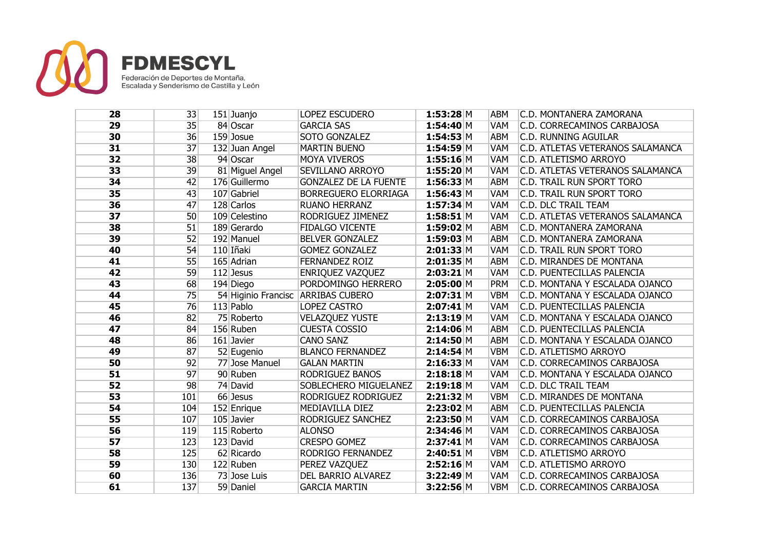**FDMESCYL**
Federación de Deportes de Montaña, Escalada y Senderismo de Castilla y León

| | | | | | | | | |
|---|---|---|---|---|---|---|---|---|
| **28** | 33 | 151 | Juanjo | LOPEZ ESCUDERO | **1:53:28** | M | ABM | C.D. MONTAÑERA ZAMORANA |
| **29** | 35 | 84 | Oscar | GARCIA SAS | **1:54:40** | M | VAM | C.D. CORRECAMINOS CARBAJOSA |
| **30** | 36 | 159 | Josue | SOTO GONZALEZ | **1:54:53** | M | ABM | C.D. RUNNING AGUILAR |
| **31** | 37 | 132 | Juan Angel | MARTIN BUENO | **1:54:59** | M | VAM | C.D. ATLETAS VETERANOS SALAMANCA |
| **32** | 38 | 94 | Oscar | MOYA VIVEROS | **1:55:16** | M | VAM | C.D. ATLETISMO ARROYO |
| **33** | 39 | 81 | Miguel Angel | SEVILLANO ARROYO | **1:55:20** | M | VAM | C.D. ATLETAS VETERANOS SALAMANCA |
| **34** | 42 | 176 | Guillermo | GONZALEZ DE LA FUENTE | **1:56:33** | M | ABM | C.D. TRAIL RUN SPORT TORO |
| **35** | 43 | 107 | Gabriel | BORREGUERO ELORRIAGA | **1:56:43** | M | VAM | C.D. TRAIL RUN SPORT TORO |
| **36** | 47 | 128 | Carlos | RUANO HERRANZ | **1:57:34** | M | VAM | C.D. DLC TRAIL TEAM |
| **37** | 50 | 109 | Celestino | RODRIGUEZ JIMENEZ | **1:58:51** | M | VAM | C.D. ATLETAS VETERANOS SALAMANCA |
| **38** | 51 | 189 | Gerardo | FIDALGO VICENTE | **1:59:02** | M | ABM | C.D. MONTAÑERA ZAMORANA |
| **39** | 52 | 192 | Manuel | BELVER GONZALEZ | **1:59:03** | M | ABM | C.D. MONTAÑERA ZAMORANA |
| **40** | 54 | 110 | Iñaki | GOMEZ GONZALEZ | **2:01:33** | M | VAM | C.D. TRAIL RUN SPORT TORO |
| **41** | 55 | 165 | Adrian | FERNANDEZ ROIZ | **2:01:35** | M | ABM | C.D. MIRANDES DE MONTAÑA |
| **42** | 59 | 112 | Jesus | ENRIQUEZ VAZQUEZ | **2:03:21** | M | VAM | C.D. PUENTECILLAS PALENCIA |
| **43** | 68 | 194 | Diego | PORDOMINGO HERRERO | **2:05:00** | M | PRM | C.D. MONTAÑA Y ESCALADA OJANCO |
| **44** | 75 | 54 | Higinio Francisc | ARRIBAS CUBERO | **2:07:31** | M | VBM | C.D. MONTAÑA Y ESCALADA OJANCO |
| **45** | 76 | 113 | Pablo | LOPEZ CASTRO | **2:07:41** | M | VAM | C.D. PUENTECILLAS PALENCIA |
| **46** | 82 | 75 | Roberto | VELAZQUEZ YUSTE | **2:13:19** | M | VAM | C.D. MONTAÑA Y ESCALADA OJANCO |
| **47** | 84 | 156 | Ruben | CUESTA COSSIO | **2:14:06** | M | ABM | C.D. PUENTECILLAS PALENCIA |
| **48** | 86 | 161 | Javier | CANO SANZ | **2:14:50** | M | ABM | C.D. MONTAÑA Y ESCALADA OJANCO |
| **49** | 87 | 52 | Eugenio | BLANCO FERNANDEZ | **2:14:54** | M | VBM | C.D. ATLETISMO ARROYO |
| **50** | 92 | 77 | Jose Manuel | GALAN MARTIN | **2:16:33** | M | VAM | C.D. CORRECAMINOS CARBAJOSA |
| **51** | 97 | 90 | Ruben | RODRIGUEZ BAÑOS | **2:18:18** | M | VAM | C.D. MONTAÑA Y ESCALADA OJANCO |
| **52** | 98 | 74 | David | SOBLECHERO MIGUELAÑEZ | **2:19:18** | M | VAM | C.D. DLC TRAIL TEAM |
| **53** | 101 | 66 | Jesus | RODRIGUEZ RODRIGUEZ | **2:21:32** | M | VBM | C.D. MIRANDES DE MONTAÑA |
| **54** | 104 | 152 | Enrique | MEDIAVILLA DIEZ | **2:23:02** | M | ABM | C.D. PUENTECILLAS PALENCIA |
| **55** | 107 | 105 | Javier | RODRIGUEZ SANCHEZ | **2:23:50** | M | VAM | C.D. CORRECAMINOS CARBAJOSA |
| **56** | 119 | 115 | Roberto | ALONSO | **2:34:46** | M | VAM | C.D. CORRECAMINOS CARBAJOSA |
| **57** | 123 | 123 | David | CRESPO GOMEZ | **2:37:41** | M | VAM | C.D. CORRECAMINOS CARBAJOSA |
| **58** | 125 | 62 | Ricardo | RODRIGO FERNANDEZ | **2:40:51** | M | VBM | C.D. ATLETISMO ARROYO |
| **59** | 130 | 122 | Ruben | PEREZ VAZQUEZ | **2:52:16** | M | VAM | C.D. ATLETISMO ARROYO |
| **60** | 136 | 73 | Jose Luis | DEL BARRIO ALVAREZ | **3:22:49** | M | VAM | C.D. CORRECAMINOS CARBAJOSA |
| **61** | 137 | 59 | Daniel | GARCIA MARTIN | **3:22:56** | M | VBM | C.D. CORRECAMINOS CARBAJOSA |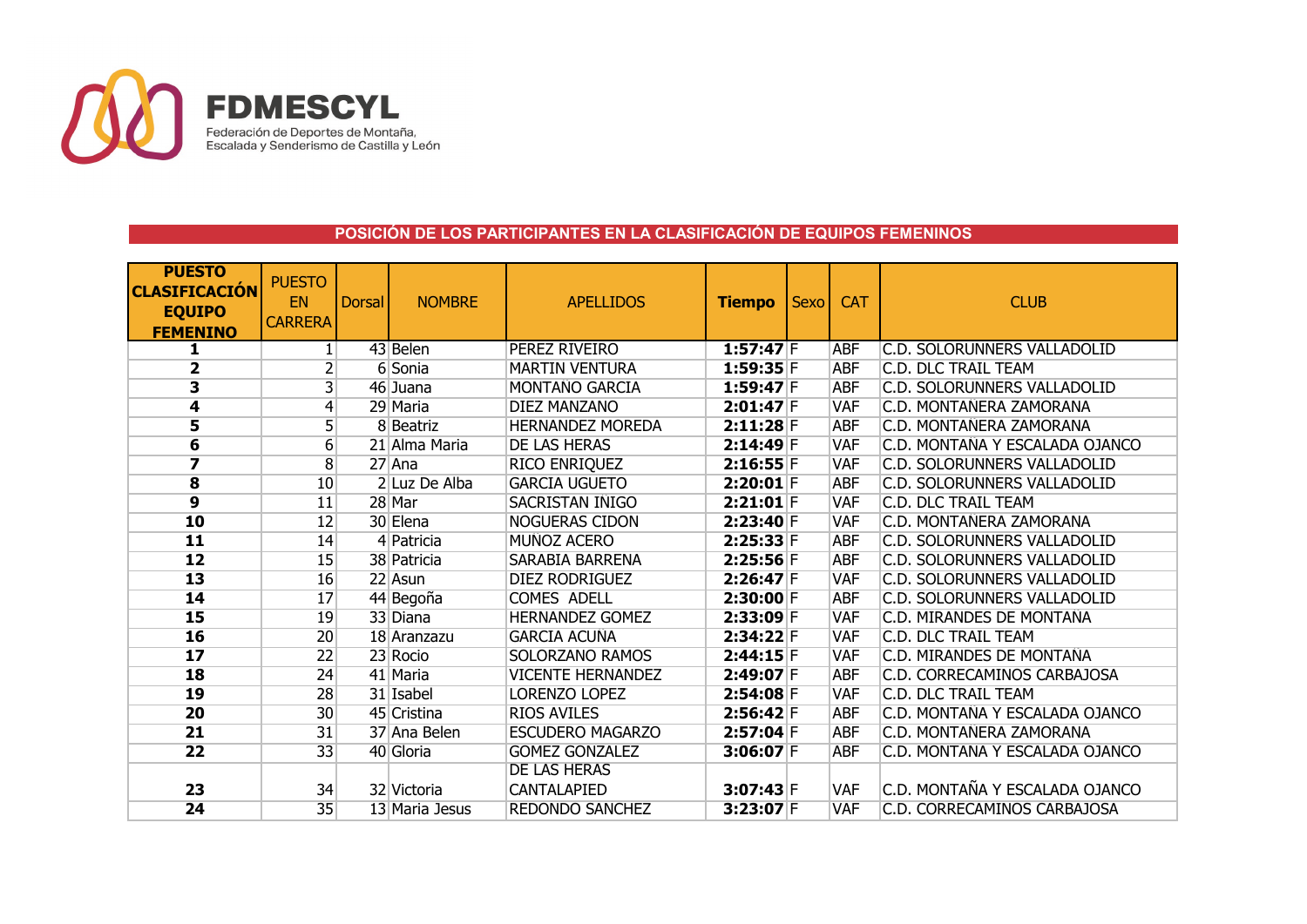**FDMESCYL**

Federación de Deportes de Montaña, Escalada y Senderismo de Castilla y León

## POSICIÓN DE LOS PARTICIPANTES EN LA CLASIFICACIÓN DE EQUIPOS FEMENINOS

| PUESTO CLASIFICACIÓN EQUIPO FEMENINO | PUESTO EN CARRERA | Dorsal | NOMBRE | APELLIDOS | Tiempo | Sexo | CAT | CLUB |
|---|---|---|---|---|---|---|---|---|
| **1** | 1 | 43 | Belen | PEREZ RIVEIRO | **1:57:47** | F | ABF | C.D. SOLORUNNERS VALLADOLID |
| **2** | 2 | 6 | Sonia | MARTIN VENTURA | **1:59:35** | F | ABF | C.D. DLC TRAIL TEAM |
| **3** | 3 | 46 | Juana | MONTAÑO GARCIA | **1:59:47** | F | ABF | C.D. SOLORUNNERS VALLADOLID |
| **4** | 4 | 29 | Maria | DIEZ MANZANO | **2:01:47** | F | VAF | C.D. MONTAÑERA ZAMORANA |
| **5** | 5 | 8 | Beatriz | HERNANDEZ MOREDA | **2:11:28** | F | ABF | C.D. MONTAÑERA ZAMORANA |
| **6** | 6 | 21 | Alma Maria | DE LAS HERAS | **2:14:49** | F | VAF | C.D. MONTAÑA Y ESCALADA OJANCO |
| **7** | 8 | 27 | Ana | RICO ENRIQUEZ | **2:16:55** | F | VAF | C.D. SOLORUNNERS VALLADOLID |
| **8** | 10 | 2 | Luz De Alba | GARCIA UGUETO | **2:20:01** | F | ABF | C.D. SOLORUNNERS VALLADOLID |
| **9** | 11 | 28 | Mar | SACRISTAN IÑIGO | **2:21:01** | F | VAF | C.D. DLC TRAIL TEAM |
| **10** | 12 | 30 | Elena | NOGUERAS CIDON | **2:23:40** | F | VAF | C.D. MONTAÑERA ZAMORANA |
| **11** | 14 | 4 | Patricia | MUÑOZ ACERO | **2:25:33** | F | ABF | C.D. SOLORUNNERS VALLADOLID |
| **12** | 15 | 38 | Patricia | SARABIA BARRENA | **2:25:56** | F | ABF | C.D. SOLORUNNERS VALLADOLID |
| **13** | 16 | 22 | Asun | DIEZ RODRIGUEZ | **2:26:47** | F | VAF | C.D. SOLORUNNERS VALLADOLID |
| **14** | 17 | 44 | Begoña | COMES ADELL | **2:30:00** | F | ABF | C.D. SOLORUNNERS VALLADOLID |
| **15** | 19 | 33 | Diana | HERNANDEZ GOMEZ | **2:33:09** | F | VAF | C.D. MIRANDES DE MONTAÑA |
| **16** | 20 | 18 | Aranzazu | GARCIA ACUÑA | **2:34:22** | F | VAF | C.D. DLC TRAIL TEAM |
| **17** | 22 | 23 | Rocio | SOLORZANO RAMOS | **2:44:15** | F | VAF | C.D. MIRANDES DE MONTAÑA |
| **18** | 24 | 41 | Maria | VICENTE HERNANDEZ | **2:49:07** | F | ABF | C.D. CORRECAMINOS CARBAJOSA |
| **19** | 28 | 31 | Isabel | LORENZO LOPEZ | **2:54:08** | F | VAF | C.D. DLC TRAIL TEAM |
| **20** | 30 | 45 | Cristina | RIOS AVILES | **2:56:42** | F | ABF | C.D. MONTAÑA Y ESCALADA OJANCO |
| **21** | 31 | 37 | Ana Belen | ESCUDERO MAGARZO | **2:57:04** | F | ABF | C.D. MONTAÑERA ZAMORANA |
| **22** | 33 | 40 | Gloria | GOMEZ GONZALEZ | **3:06:07** | F | ABF | C.D. MONTAÑA Y ESCALADA OJANCO |
| **23** | 34 | 32 | Victoria | DE LAS HERAS CANTALAPIED | **3:07:43** | F | VAF | C.D. MONTAÑA Y ESCALADA OJANCO |
| **24** | 35 | 13 | Maria Jesus | REDONDO SANCHEZ | **3:23:07** | F | VAF | C.D. CORRECAMINOS CARBAJOSA |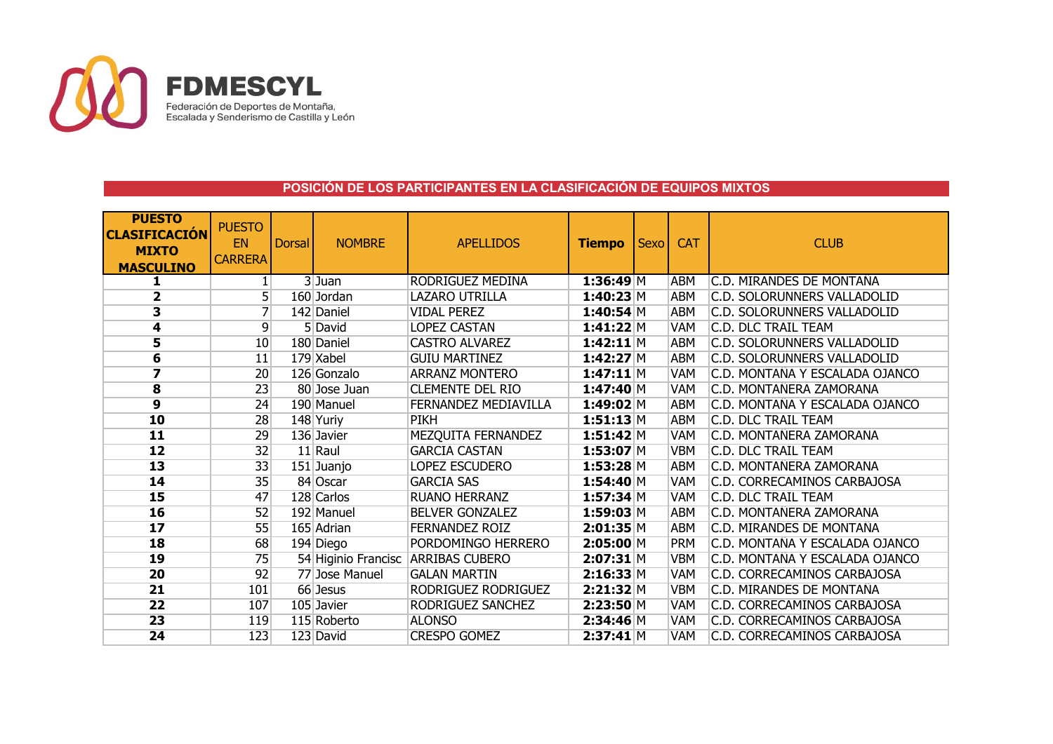**FDMESCYL**

Federación de Deportes de Montaña, Escalada y Senderismo de Castilla y León

## POSICIÓN DE LOS PARTICIPANTES EN LA CLASIFICACIÓN DE EQUIPOS MIXTOS

| PUESTO CLASIFICACIÓN MIXTO MASCULINO | PUESTO EN CARRERA | Dorsal | NOMBRE | APELLIDOS | Tiempo | Sexo | CAT | CLUB |
|---|---|---|---|---|---|---|---|---|
| **1** | 1 | 3 | Juan | RODRIGUEZ MEDINA | **1:36:49** | M | ABM | C.D. MIRANDES DE MONTAÑA |
| **2** | 5 | 160 | Jordan | LAZARO UTRILLA | **1:40:23** | M | ABM | C.D. SOLORUNNERS VALLADOLID |
| **3** | 7 | 142 | Daniel | VIDAL PEREZ | **1:40:54** | M | ABM | C.D. SOLORUNNERS VALLADOLID |
| **4** | 9 | 5 | David | LOPEZ CASTAN | **1:41:22** | M | VAM | C.D. DLC TRAIL TEAM |
| **5** | 10 | 180 | Daniel | CASTRO ALVAREZ | **1:42:11** | M | ABM | C.D. SOLORUNNERS VALLADOLID |
| **6** | 11 | 179 | Xabel | GUIU MARTINEZ | **1:42:27** | M | ABM | C.D. SOLORUNNERS VALLADOLID |
| **7** | 20 | 126 | Gonzalo | ARRANZ MONTERO | **1:47:11** | M | VAM | C.D. MONTAÑA Y ESCALADA OJANCO |
| **8** | 23 | 80 | Jose Juan | CLEMENTE DEL RIO | **1:47:40** | M | VAM | C.D. MONTAÑERA ZAMORANA |
| **9** | 24 | 190 | Manuel | FERNANDEZ MEDIAVILLA | **1:49:02** | M | ABM | C.D. MONTAÑA Y ESCALADA OJANCO |
| **10** | 28 | 148 | Yuriy | PIKH | **1:51:13** | M | ABM | C.D. DLC TRAIL TEAM |
| **11** | 29 | 136 | Javier | MEZQUITA FERNANDEZ | **1:51:42** | M | VAM | C.D. MONTAÑERA ZAMORANA |
| **12** | 32 | 11 | Raul | GARCIA CASTAN | **1:53:07** | M | VBM | C.D. DLC TRAIL TEAM |
| **13** | 33 | 151 | Juanjo | LOPEZ ESCUDERO | **1:53:28** | M | ABM | C.D. MONTAÑERA ZAMORANA |
| **14** | 35 | 84 | Oscar | GARCIA SAS | **1:54:40** | M | VAM | C.D. CORRECAMINOS CARBAJOSA |
| **15** | 47 | 128 | Carlos | RUANO HERRANZ | **1:57:34** | M | VAM | C.D. DLC TRAIL TEAM |
| **16** | 52 | 192 | Manuel | BELVER GONZALEZ | **1:59:03** | M | ABM | C.D. MONTAÑERA ZAMORANA |
| **17** | 55 | 165 | Adrian | FERNANDEZ ROIZ | **2:01:35** | M | ABM | C.D. MIRANDES DE MONTAÑA |
| **18** | 68 | 194 | Diego | PORDOMINGO HERRERO | **2:05:00** | M | PRM | C.D. MONTAÑA Y ESCALADA OJANCO |
| **19** | 75 | 54 | Higinio Francisc | ARRIBAS CUBERO | **2:07:31** | M | VBM | C.D. MONTAÑA Y ESCALADA OJANCO |
| **20** | 92 | 77 | Jose Manuel | GALAN MARTIN | **2:16:33** | M | VAM | C.D. CORRECAMINOS CARBAJOSA |
| **21** | 101 | 66 | Jesus | RODRIGUEZ RODRIGUEZ | **2:21:32** | M | VBM | C.D. MIRANDES DE MONTAÑA |
| **22** | 107 | 105 | Javier | RODRIGUEZ SANCHEZ | **2:23:50** | M | VAM | C.D. CORRECAMINOS CARBAJOSA |
| **23** | 119 | 115 | Roberto | ALONSO | **2:34:46** | M | VAM | C.D. CORRECAMINOS CARBAJOSA |
| **24** | 123 | 123 | David | CRESPO GOMEZ | **2:37:41** | M | VAM | C.D. CORRECAMINOS CARBAJOSA |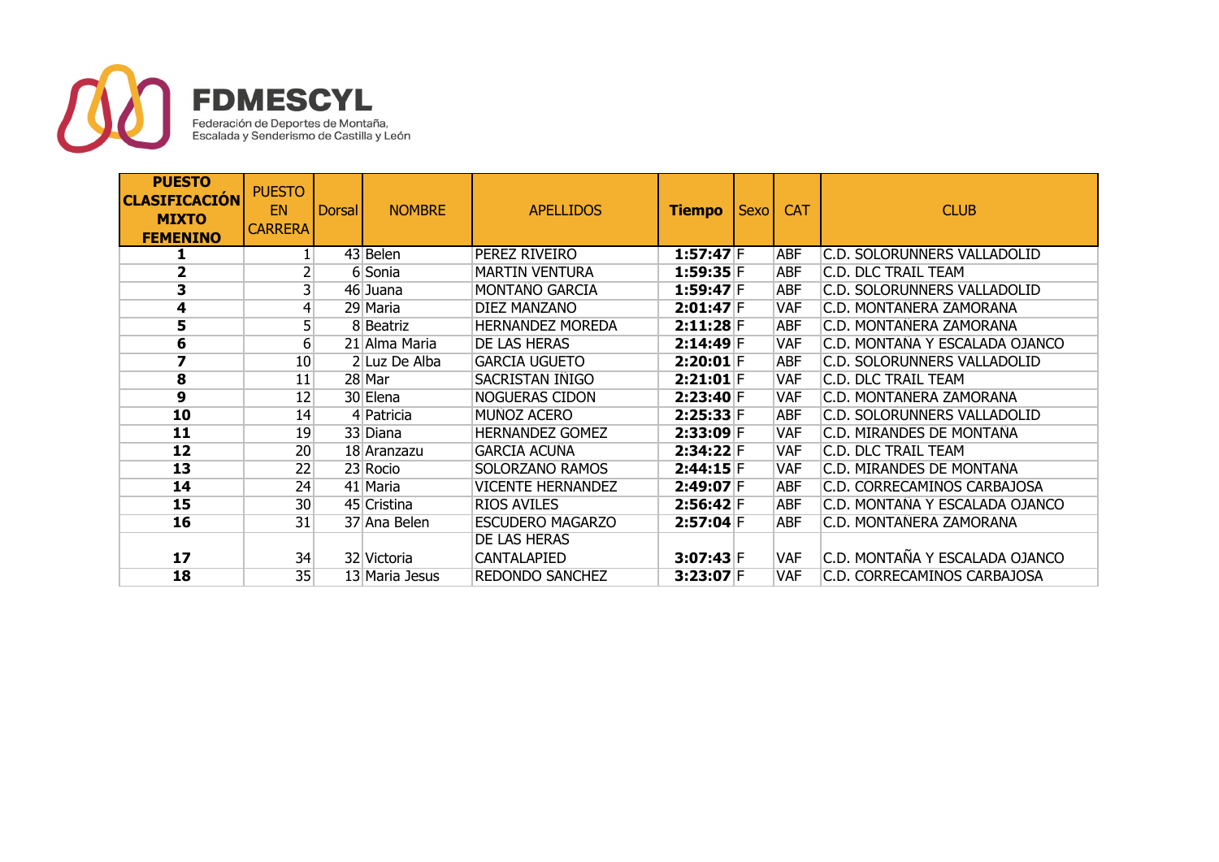**FDMESCYL**

Federación de Deportes de Montaña, Escalada y Senderismo de Castilla y León

| PUESTO CLASIFICACIÓN MIXTO FEMENINO | PUESTO EN CARRERA | Dorsal | NOMBRE | APELLIDOS | Tiempo | Sexo | CAT | CLUB |
|---|---|---|---|---|---|---|---|---|
| **1** | 1 | 43 | Belen | PEREZ RIVEIRO | **1:57:47** | F | ABF | C.D. SOLORUNNERS VALLADOLID |
| **2** | 2 | 6 | Sonia | MARTIN VENTURA | **1:59:35** | F | ABF | C.D. DLC TRAIL TEAM |
| **3** | 3 | 46 | Juana | MONTAÑO GARCIA | **1:59:47** | F | ABF | C.D. SOLORUNNERS VALLADOLID |
| **4** | 4 | 29 | Maria | DIEZ MANZANO | **2:01:47** | F | VAF | C.D. MONTAÑERA ZAMORANA |
| **5** | 5 | 8 | Beatriz | HERNANDEZ MOREDA | **2:11:28** | F | ABF | C.D. MONTAÑERA ZAMORANA |
| **6** | 6 | 21 | Alma Maria | DE LAS HERAS | **2:14:49** | F | VAF | C.D. MONTAÑA Y ESCALADA OJANCO |
| **7** | 10 | 2 | Luz De Alba | GARCIA UGUETO | **2:20:01** | F | ABF | C.D. SOLORUNNERS VALLADOLID |
| **8** | 11 | 28 | Mar | SACRISTAN IÑIGO | **2:21:01** | F | VAF | C.D. DLC TRAIL TEAM |
| **9** | 12 | 30 | Elena | NOGUERAS CIDON | **2:23:40** | F | VAF | C.D. MONTAÑERA ZAMORANA |
| **10** | 14 | 4 | Patricia | MUÑOZ ACERO | **2:25:33** | F | ABF | C.D. SOLORUNNERS VALLADOLID |
| **11** | 19 | 33 | Diana | HERNANDEZ GOMEZ | **2:33:09** | F | VAF | C.D. MIRANDES DE MONTAÑA |
| **12** | 20 | 18 | Aranzazu | GARCIA ACUÑA | **2:34:22** | F | VAF | C.D. DLC TRAIL TEAM |
| **13** | 22 | 23 | Rocio | SOLORZANO RAMOS | **2:44:15** | F | VAF | C.D. MIRANDES DE MONTAÑA |
| **14** | 24 | 41 | Maria | VICENTE HERNANDEZ | **2:49:07** | F | ABF | C.D. CORRECAMINOS CARBAJOSA |
| **15** | 30 | 45 | Cristina | RIOS AVILES | **2:56:42** | F | ABF | C.D. MONTAÑA Y ESCALADA OJANCO |
| **16** | 31 | 37 | Ana Belen | ESCUDERO MAGARZO | **2:57:04** | F | ABF | C.D. MONTAÑERA ZAMORANA |
| **17** | 34 | 32 | Victoria | DE LAS HERAS CANTALAPIED | **3:07:43** | F | VAF | C.D. MONTAÑA Y ESCALADA OJANCO |
| **18** | 35 | 13 | Maria Jesus | REDONDO SANCHEZ | **3:23:07** | F | VAF | C.D. CORRECAMINOS CARBAJOSA |